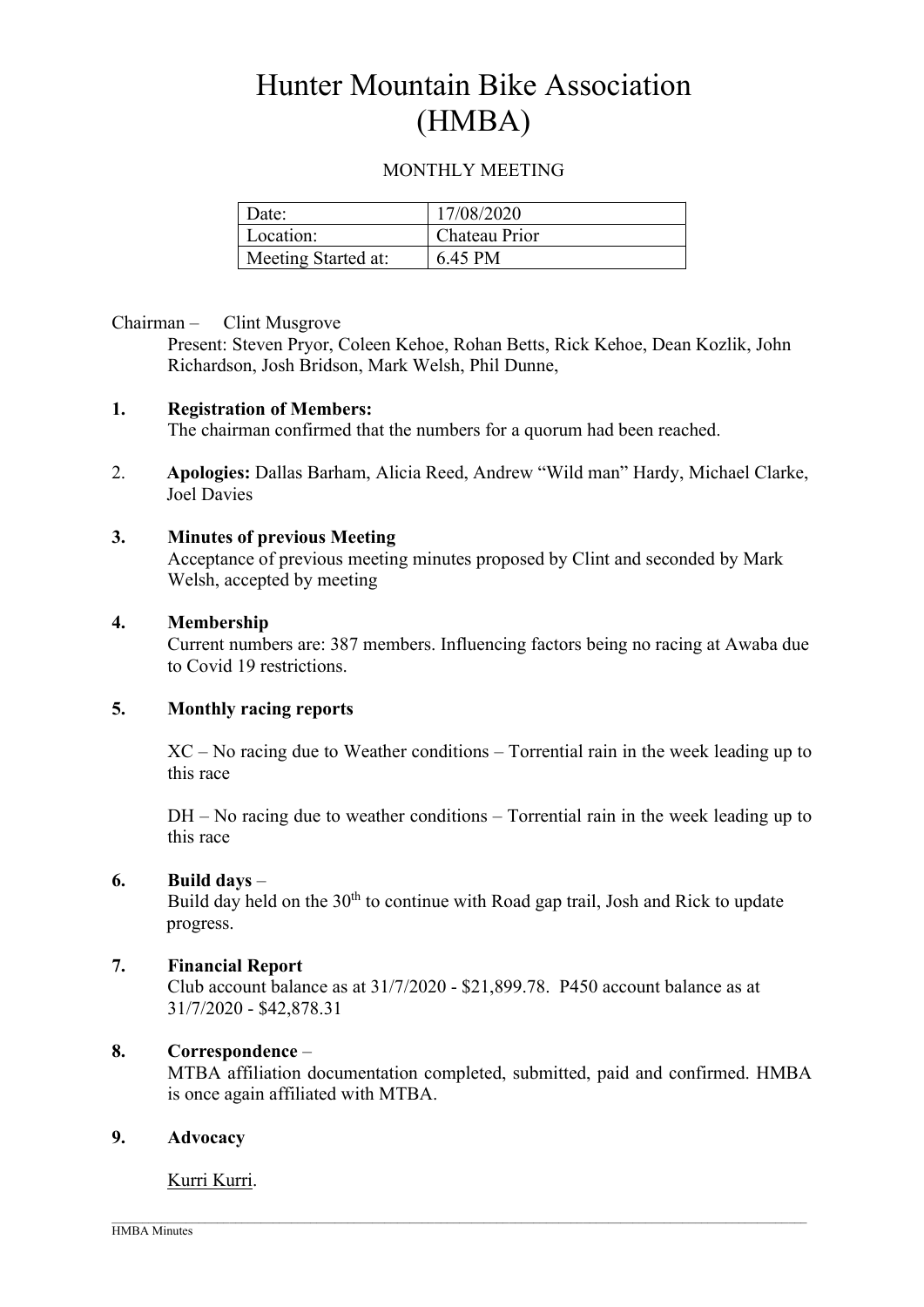# Hunter Mountain Bike Association (HMBA)

MONTHLY MEETING

| Date: | 17/08/2020 |
|---|---|
| Location: | Chateau Prior |
| Meeting Started at: | 6.45 PM |

Chairman – Clint Musgrove

Present: Steven Pryor, Coleen Kehoe, Rohan Betts, Rick Kehoe, Dean Kozlik, John Richardson, Josh Bridson, Mark Welsh, Phil Dunne,

**1. Registration of Members:**

The chairman confirmed that the numbers for a quorum had been reached.

2. **Apologies:** Dallas Barham, Alicia Reed, Andrew "Wild man" Hardy, Michael Clarke, Joel Davies

**3. Minutes of previous Meeting**

Acceptance of previous meeting minutes proposed by Clint and seconded by Mark Welsh, accepted by meeting

**4. Membership**

Current numbers are: 387 members. Influencing factors being no racing at Awaba due to Covid 19 restrictions.

**5. Monthly racing reports**

XC – No racing due to Weather conditions – Torrential rain in the week leading up to this race

DH – No racing due to weather conditions – Torrential rain in the week leading up to this race

**6. Build days** –

Build day held on the 30th to continue with Road gap trail, Josh and Rick to update progress.

**7. Financial Report**

Club account balance as at 31/7/2020 - $21,899.78. P450 account balance as at 31/7/2020 - $42,878.31

**8. Correspondence** –

MTBA affiliation documentation completed, submitted, paid and confirmed. HMBA is once again affiliated with MTBA.

**9. Advocacy**

Kurri Kurri.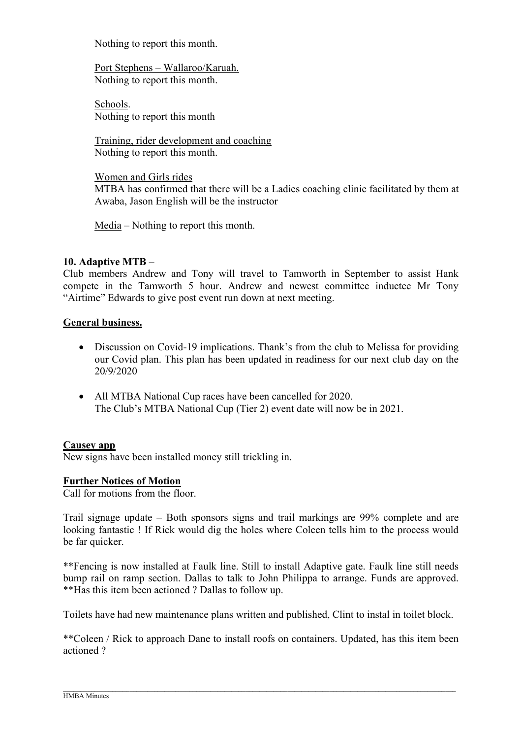Nothing to report this month.

Port Stephens – Wallaroo/Karuah.
Nothing to report this month.

Schools.
Nothing to report this month

Training, rider development and coaching
Nothing to report this month.

Women and Girls rides
MTBA has confirmed that there will be a Ladies coaching clinic facilitated by them at Awaba, Jason English will be the instructor

Media – Nothing to report this month.

**10. Adaptive MTB** –
Club members Andrew and Tony will travel to Tamworth in September to assist Hank compete in the Tamworth 5 hour. Andrew and newest committee inductee Mr Tony "Airtime" Edwards to give post event run down at next meeting.

**General business.**

- Discussion on Covid-19 implications. Thank's from the club to Melissa for providing our Covid plan. This plan has been updated in readiness for our next club day on the 20/9/2020
- All MTBA National Cup races have been cancelled for 2020.
  The Club's MTBA National Cup (Tier 2) event date will now be in 2021.

**Causey app**
New signs have been installed money still trickling in.

**Further Notices of Motion**
Call for motions from the floor.

Trail signage update – Both sponsors signs and trail markings are 99% complete and are looking fantastic ! If Rick would dig the holes where Coleen tells him to the process would be far quicker.

**Fencing is now installed at Faulk line. Still to install Adaptive gate. Faulk line still needs bump rail on ramp section. Dallas to talk to John Philippa to arrange. Funds are approved. **Has this item been actioned ? Dallas to follow up.

Toilets have had new maintenance plans written and published, Clint to instal in toilet block.

**Coleen / Rick to approach Dane to install roofs on containers. Updated, has this item been actioned ?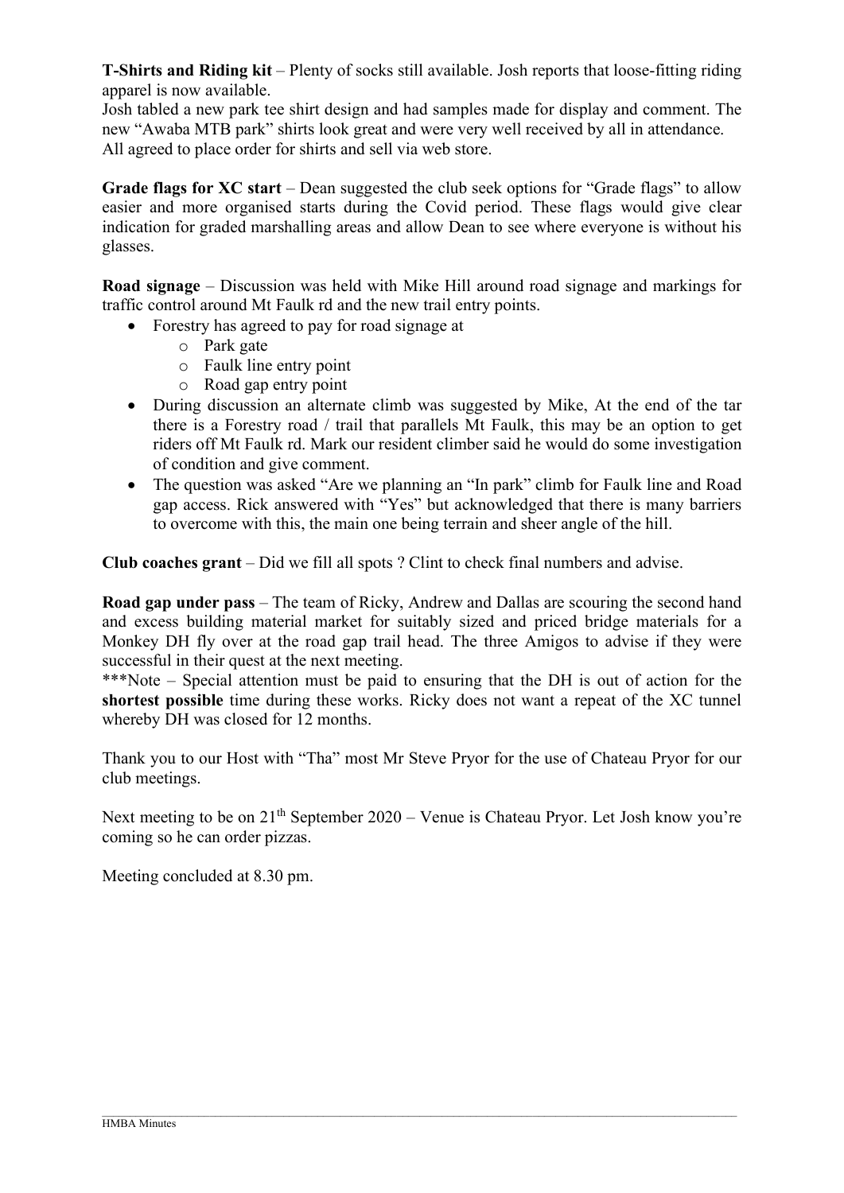**T-Shirts and Riding kit** – Plenty of socks still available. Josh reports that loose-fitting riding apparel is now available.
Josh tabled a new park tee shirt design and had samples made for display and comment. The new "Awaba MTB park" shirts look great and were very well received by all in attendance.
All agreed to place order for shirts and sell via web store.

**Grade flags for XC start** – Dean suggested the club seek options for "Grade flags" to allow easier and more organised starts during the Covid period. These flags would give clear indication for graded marshalling areas and allow Dean to see where everyone is without his glasses.

**Road signage** – Discussion was held with Mike Hill around road signage and markings for traffic control around Mt Faulk rd and the new trail entry points.

- Forestry has agreed to pay for road signage at
  - Park gate
  - Faulk line entry point
  - Road gap entry point
- During discussion an alternate climb was suggested by Mike, At the end of the tar there is a Forestry road / trail that parallels Mt Faulk, this may be an option to get riders off Mt Faulk rd. Mark our resident climber said he would do some investigation of condition and give comment.
- The question was asked "Are we planning an "In park" climb for Faulk line and Road gap access. Rick answered with "Yes" but acknowledged that there is many barriers to overcome with this, the main one being terrain and sheer angle of the hill.

**Club coaches grant** – Did we fill all spots ? Clint to check final numbers and advise.

**Road gap under pass** – The team of Ricky, Andrew and Dallas are scouring the second hand and excess building material market for suitably sized and priced bridge materials for a Monkey DH fly over at the road gap trail head. The three Amigos to advise if they were successful in their quest at the next meeting.
***Note – Special attention must be paid to ensuring that the DH is out of action for the **shortest possible** time during these works. Ricky does not want a repeat of the XC tunnel whereby DH was closed for 12 months.

Thank you to our Host with "Tha" most Mr Steve Pryor for the use of Chateau Pryor for our club meetings.

Next meeting to be on 21th September 2020 – Venue is Chateau Pryor. Let Josh know you're coming so he can order pizzas.

Meeting concluded at 8.30 pm.